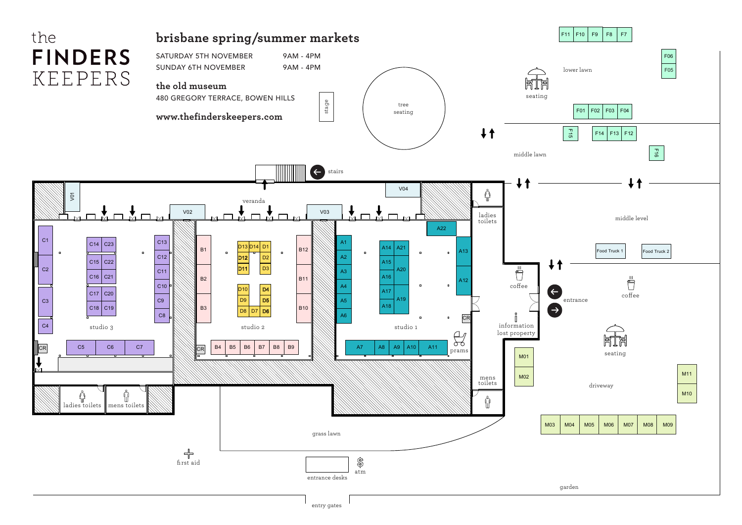# the FINDERS KEEPERS

## brisbane spring/summer markets

SATURDAY 5TH NOVEMBER 9AM - 4PM
SUNDAY 6TH NOVEMBER 9AM - 4PM

**the old museum**
480 GREGORY TERRACE, BOWEN HILLS

**www.thefinderskeepers.com**

stage

tree seating

stairs

veranda

V01 V02 V03 V04

studio 3

C1 C2 C3 C4 C5 C6 C7 C8 C9 C10 C11 C12 C13 C14 C15 C16 C17 C18 C19 C20 C21 C22 C23 CR

studio 2

B1 B2 B3 B4 B5 B6 B7 B8 B9 B10 B11 B12 CR

D1 D2 D3 D4 D5 D6 D7 D8 D9 D10 D11 D12 D13 D14

studio 1

A1 A2 A3 A4 A5 A6 A7 A8 A9 A10 A11 A12 A13 A14 A15 A16 A17 A18 A19 A20 A21 A22 CR

prams

ladies toilets

mens toilets

ladies toilets

mens toilets

coffee

information lost property

entrance

lower lawn

seating

F01 F02 F03 F04 F05 F06 F7 F8 F9 F10 F11 F12 F13 F14 F15 F16

middle lawn

middle level

Food Truck 1

Food Truck 2

coffee

seating

driveway

M01 M02 M03 M04 M05 M06 M07 M08 M09 M10 M11

garden

grass lawn

first aid

entrance desks

atm

entry gates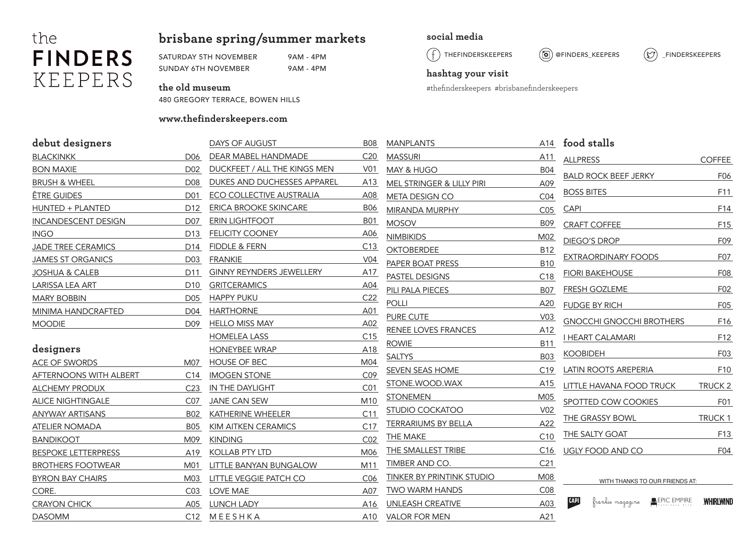# the FINDERS KEEPERS

## brisbane spring/summer markets

SATURDAY 5TH NOVEMBER 9AM - 4PM
SUNDAY 6TH NOVEMBER 9AM - 4PM

**the old museum**
480 GREGORY TERRACE, BOWEN HILLS

**www.thefinderskeepers.com**

## social media

THEFINDERSKEEPERS @FINDERS_KEEPERS _FINDERSKEEPERS

**hashtag your visit**

#thefinderskeepers #brisbanefinderskeepers

## debut designers

| | |
|---|---|
| BLACKINKK | D06 |
| BON MAXIE | D02 |
| BRUSH & WHEEL | D08 |
| ÊTRE GUIDES | D01 |
| HUNTED + PLANTED | D12 |
| INCANDESCENT DESIGN | D07 |
| INGO | D13 |
| JADE TREE CERAMICS | D14 |
| JAMES ST ORGANICS | D03 |
| JOSHUA & CALEB | D11 |
| LARISSA LEA ART | D10 |
| MARY BOBBIN | D05 |
| MINIMA HANDCRAFTED | D04 |
| MOODIE | D09 |

## designers

| | |
|---|---|
| ACE OF SWORDS | M07 |
| AFTERNOONS WITH ALBERT | C14 |
| ALCHEMY PRODUX | C23 |
| ALICE NIGHTINGALE | C07 |
| ANYWAY ARTISANS | B02 |
| ATELIER NOMADA | B05 |
| BANDIKOOT | M09 |
| BESPOKE LETTERPRESS | A19 |
| BROTHERS FOOTWEAR | M01 |
| BYRON BAY CHAIRS | M03 |
| CORE. | C03 |
| CRAYON CHICK | A05 |
| DASOMM | C12 |
| DAYS OF AUGUST | B08 |
| DEAR MABEL HANDMADE | C20 |
| DUCKFEET / ALL THE KINGS MEN | V01 |
| DUKES AND DUCHESSES APPAREL | A13 |
| ECO COLLECTIVE AUSTRALIA | A08 |
| ERICA BROOKE SKINCARE | B06 |
| ERIN LIGHTFOOT | B01 |
| FELICITY COONEY | A06 |
| FIDDLE & FERN | C13 |
| FRANKIE | V04 |
| GINNY REYNDERS JEWELLERY | A17 |
| GRITCERAMICS | A04 |
| HAPPY PUKU | C22 |
| HARTHORNE | A01 |
| HELLO MISS MAY | A02 |
| HOMELEA LASS | C15 |
| HONEYBEE WRAP | A18 |
| HOUSE OF BEC | M04 |
| IMOGEN STONE | C09 |
| IN THE DAYLIGHT | C01 |
| JANE CAN SEW | M10 |
| KATHERINE WHEELER | C11 |
| KIM AITKEN CERAMICS | C17 |
| KINDING | C02 |
| KOLLAB PTY LTD | M06 |
| LITTLE BANYAN BUNGALOW | M11 |
| LITTLE VEGGIE PATCH CO | C06 |
| LOVE MAE | A07 |
| LUNCH LADY | A16 |
| M E E S H K A | A10 |
| MANPLANTS | A14 |
| MASSURI | A11 |
| MAY & HUGO | B04 |
| MEL STRINGER & LILLY PIRI | A09 |
| META DESIGN CO | C04 |
| MIRANDA MURPHY | C05 |
| MOSOV | B09 |
| NIMBIKIDS | M02 |
| OKTOBERDEE | B12 |
| PAPER BOAT PRESS | B10 |
| PASTEL DESIGNS | C18 |
| PILI PALA PIECES | B07 |
| POLLI | A20 |
| PURE CUTE | V03 |
| RENEE LOVES FRANCES | A12 |
| ROWIE | B11 |
| SALTYS | B03 |
| SEVEN SEAS HOME | C19 |
| STONE.WOOD.WAX | A15 |
| STONEMEN | M05 |
| STUDIO COCKATOO | V02 |
| TERRARIUMS BY BELLA | A22 |
| THE MAKE | C10 |
| THE SMALLEST TRIBE | C16 |
| TIMBER AND CO. | C21 |
| TINKER BY PRINTINK STUDIO | M08 |
| TWO WARM HANDS | C08 |
| UNLEASH CREATIVE | A03 |
| VALOR FOR MEN | A21 |

## food stalls

| | |
|---|---|
| ALLPRESS | COFFEE |
| BALD ROCK BEEF JERKY | F06 |
| BOSS BITES | F11 |
| CAPI | F14 |
| CRAFT COFFEE | F15 |
| DIEGO'S DROP | F09 |
| EXTRAORDINARY FOODS | F07 |
| FIORI BAKEHOUSE | F08 |
| FRESH GOZLEME | F02 |
| FUDGE BY RICH | F05 |
| GNOCCHI GNOCCHI BROTHERS | F16 |
| I HEART CALAMARI | F12 |
| KOOBIDEH | F03 |
| LATIN ROOTS AREPERIA | F10 |
| LITTLE HAVANA FOOD TRUCK | TRUCK 2 |
| SPOTTED COW COOKIES | F01 |
| THE GRASSY BOWL | TRUCK 1 |
| THE SALTY GOAT | F13 |
| UGLY FOOD AND CO | F04 |

WITH THANKS TO OUR FRIENDS AT:

CAPI frankie magazine EPIC EMPIRE WHIRLWIND